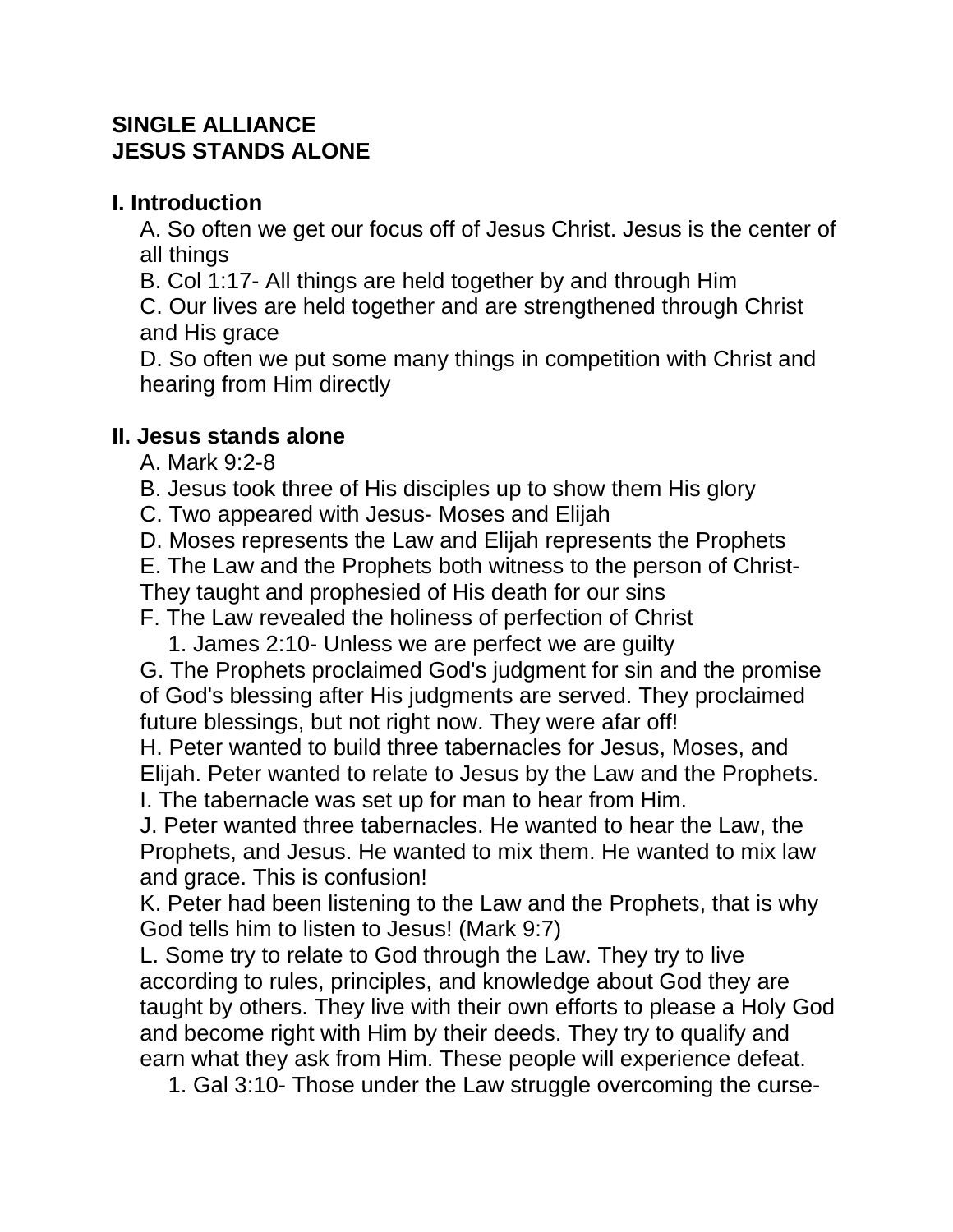**SINGLE ALLIANCE**
**JESUS STANDS ALONE**

## I. Introduction

A. So often we get our focus off of Jesus Christ. Jesus is the center of all things

B. Col 1:17- All things are held together by and through Him

C. Our lives are held together and are strengthened through Christ and His grace

D. So often we put some many things in competition with Christ and hearing from Him directly

## II. Jesus stands alone

A. Mark 9:2-8

B. Jesus took three of His disciples up to show them His glory

C. Two appeared with Jesus- Moses and Elijah

D. Moses represents the Law and Elijah represents the Prophets

E. The Law and the Prophets both witness to the person of Christ- They taught and prophesied of His death for our sins

F. The Law revealed the holiness of perfection of Christ

1. James 2:10- Unless we are perfect we are guilty

G. The Prophets proclaimed God's judgment for sin and the promise of God's blessing after His judgments are served. They proclaimed future blessings, but not right now. They were afar off!

H. Peter wanted to build three tabernacles for Jesus, Moses, and Elijah. Peter wanted to relate to Jesus by the Law and the Prophets.

I. The tabernacle was set up for man to hear from Him.

J. Peter wanted three tabernacles. He wanted to hear the Law, the Prophets, and Jesus. He wanted to mix them. He wanted to mix law and grace. This is confusion!

K. Peter had been listening to the Law and the Prophets, that is why God tells him to listen to Jesus! (Mark 9:7)

L. Some try to relate to God through the Law. They try to live according to rules, principles, and knowledge about God they are taught by others. They live with their own efforts to please a Holy God and become right with Him by their deeds. They try to qualify and earn what they ask from Him. These people will experience defeat.

1. Gal 3:10- Those under the Law struggle overcoming the curse-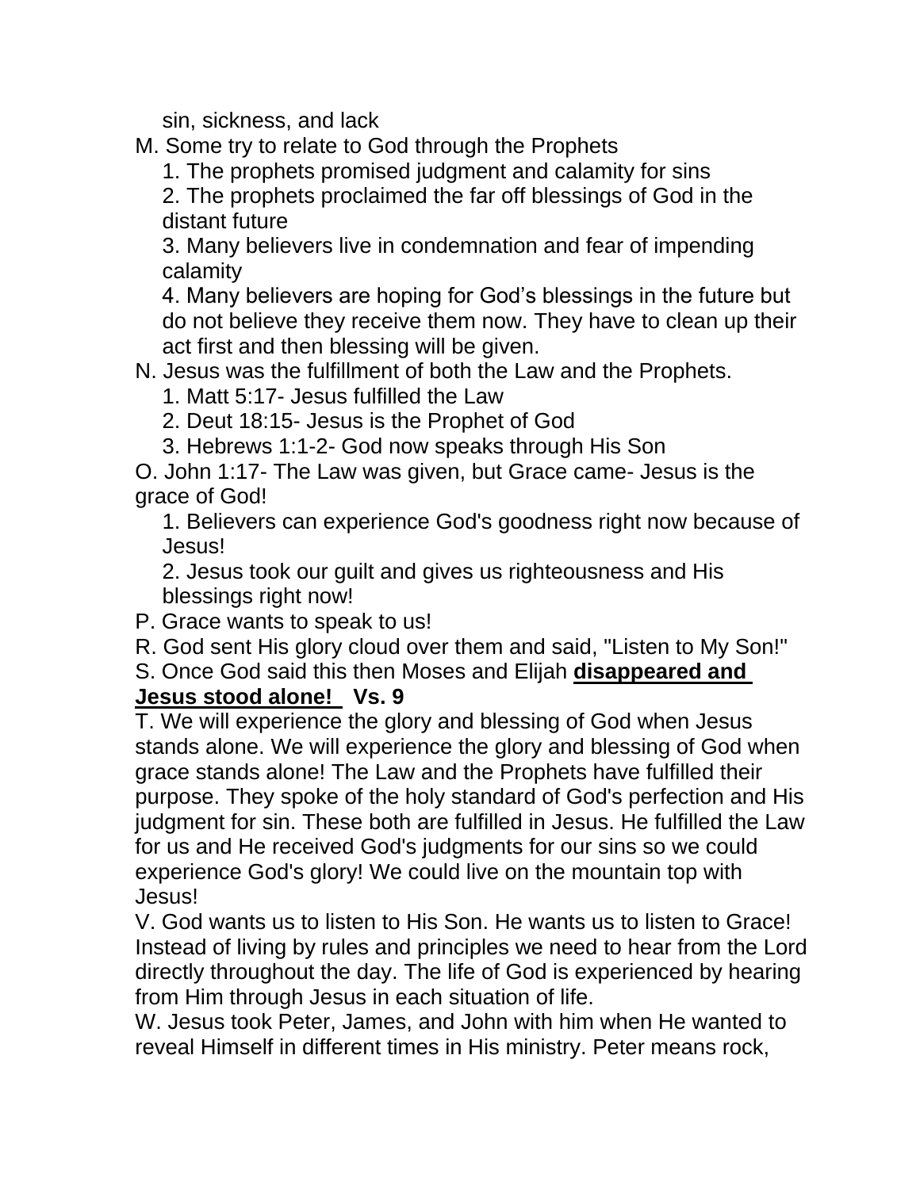sin, sickness, and lack

M. Some try to relate to God through the Prophets

1. The prophets promised judgment and calamity for sins
2. The prophets proclaimed the far off blessings of God in the distant future
3. Many believers live in condemnation and fear of impending calamity
4. Many believers are hoping for God's blessings in the future but do not believe they receive them now. They have to clean up their act first and then blessing will be given.

N. Jesus was the fulfillment of both the Law and the Prophets.

1. Matt 5:17- Jesus fulfilled the Law
2. Deut 18:15- Jesus is the Prophet of God
3. Hebrews 1:1-2- God now speaks through His Son

O. John 1:17- The Law was given, but Grace came- Jesus is the grace of God!

1. Believers can experience God's goodness right now because of Jesus!
2. Jesus took our guilt and gives us righteousness and His blessings right now!

P. Grace wants to speak to us!

R. God sent His glory cloud over them and said, "Listen to My Son!"

S. Once God said this then Moses and Elijah **<u>disappeared and Jesus stood alone!</u> Vs. 9**

T. We will experience the glory and blessing of God when Jesus stands alone. We will experience the glory and blessing of God when grace stands alone! The Law and the Prophets have fulfilled their purpose. They spoke of the holy standard of God's perfection and His judgment for sin. These both are fulfilled in Jesus. He fulfilled the Law for us and He received God's judgments for our sins so we could experience God's glory! We could live on the mountain top with Jesus!

V. God wants us to listen to His Son. He wants us to listen to Grace! Instead of living by rules and principles we need to hear from the Lord directly throughout the day. The life of God is experienced by hearing from Him through Jesus in each situation of life.

W. Jesus took Peter, James, and John with him when He wanted to reveal Himself in different times in His ministry. Peter means rock,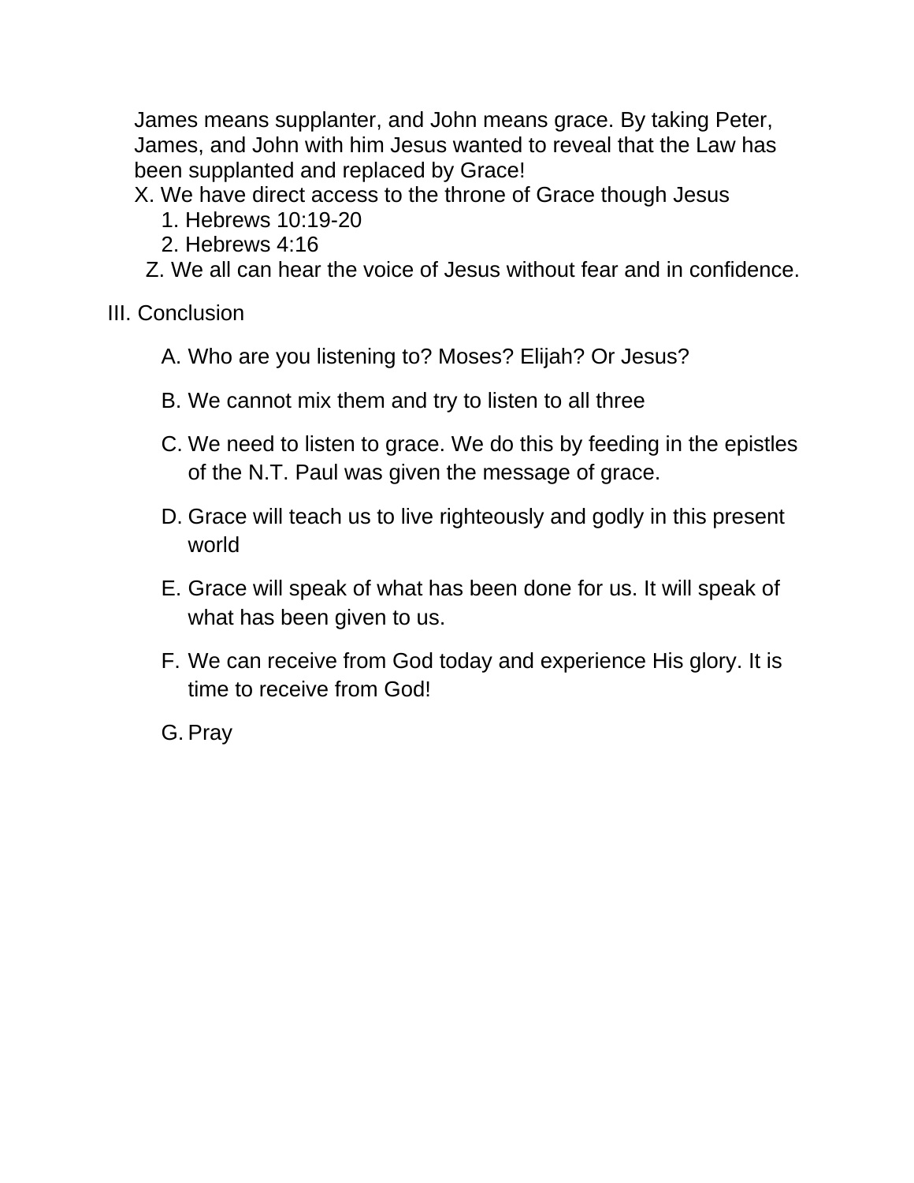James means supplanter, and John means grace. By taking Peter, James, and John with him Jesus wanted to reveal that the Law has been supplanted and replaced by Grace!

X. We have direct access to the throne of Grace though Jesus
   1. Hebrews 10:19-20
   2. Hebrews 4:16

Z. We all can hear the voice of Jesus without fear and in confidence.

III. Conclusion

A. Who are you listening to? Moses? Elijah? Or Jesus?

B. We cannot mix them and try to listen to all three

C. We need to listen to grace. We do this by feeding in the epistles of the N.T. Paul was given the message of grace.

D. Grace will teach us to live righteously and godly in this present world

E. Grace will speak of what has been done for us. It will speak of what has been given to us.

F. We can receive from God today and experience His glory. It is time to receive from God!

G. Pray